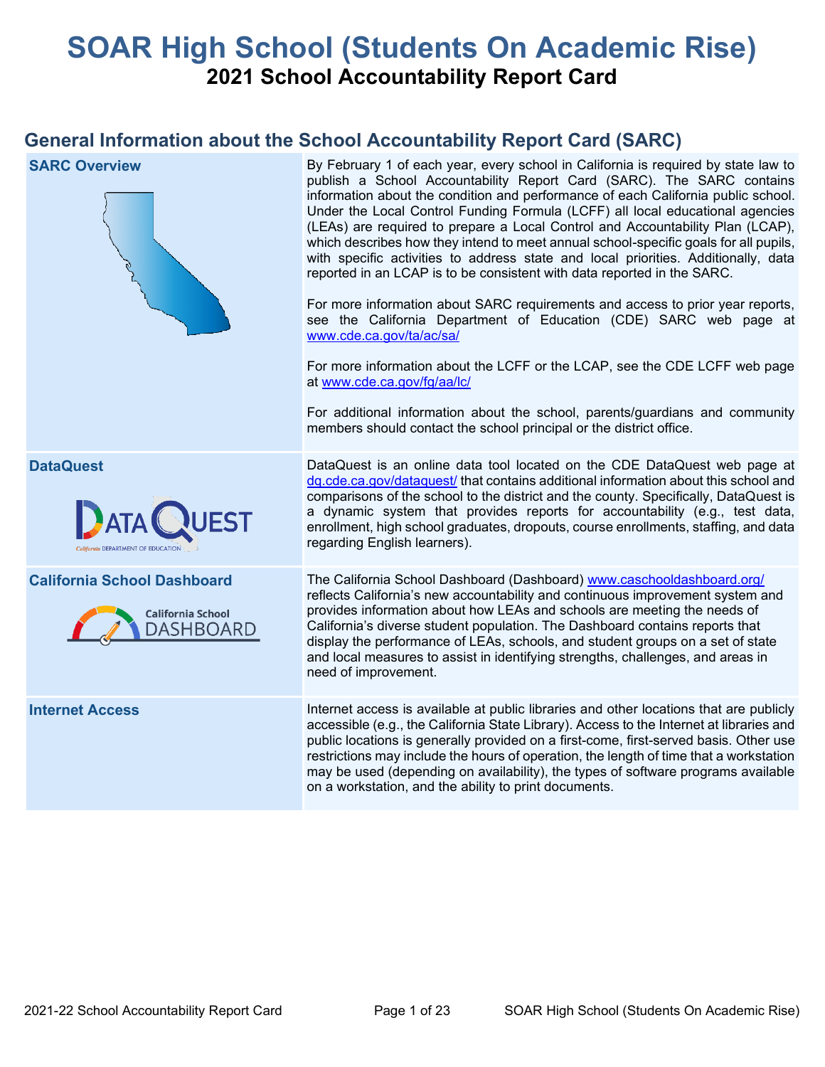# SOAR High School (Students On Academic Rise)

## 2021 School Accountability Report Card

## General Information about the School Accountability Report Card (SARC)

| SARC Overview | |
|---|---|
| **SARC Overview** | By February 1 of each year, every school in California is required by state law to publish a School Accountability Report Card (SARC). The SARC contains information about the condition and performance of each California public school. Under the Local Control Funding Formula (LCFF) all local educational agencies (LEAs) are required to prepare a Local Control and Accountability Plan (LCAP), which describes how they intend to meet annual school-specific goals for all pupils, with specific activities to address state and local priorities. Additionally, data reported in an LCAP is to be consistent with data reported in the SARC.<br><br>For more information about SARC requirements and access to prior year reports, see the California Department of Education (CDE) SARC web page at www.cde.ca.gov/ta/ac/sa/<br><br>For more information about the LCFF or the LCAP, see the CDE LCFF web page at www.cde.ca.gov/fg/aa/lc/<br><br>For additional information about the school, parents/guardians and community members should contact the school principal or the district office. |
| **DataQuest** | DataQuest is an online data tool located on the CDE DataQuest web page at dq.cde.ca.gov/dataquest/ that contains additional information about this school and comparisons of the school to the district and the county. Specifically, DataQuest is a dynamic system that provides reports for accountability (e.g., test data, enrollment, high school graduates, dropouts, course enrollments, staffing, and data regarding English learners). |
| **California School Dashboard** | The California School Dashboard (Dashboard) www.caschooldashboard.org/ reflects California's new accountability and continuous improvement system and provides information about how LEAs and schools are meeting the needs of California's diverse student population. The Dashboard contains reports that display the performance of LEAs, schools, and student groups on a set of state and local measures to assist in identifying strengths, challenges, and areas in need of improvement. |
| **Internet Access** | Internet access is available at public libraries and other locations that are publicly accessible (e.g., the California State Library). Access to the Internet at libraries and public locations is generally provided on a first-come, first-served basis. Other use restrictions may include the hours of operation, the length of time that a workstation may be used (depending on availability), the types of software programs available on a workstation, and the ability to print documents. |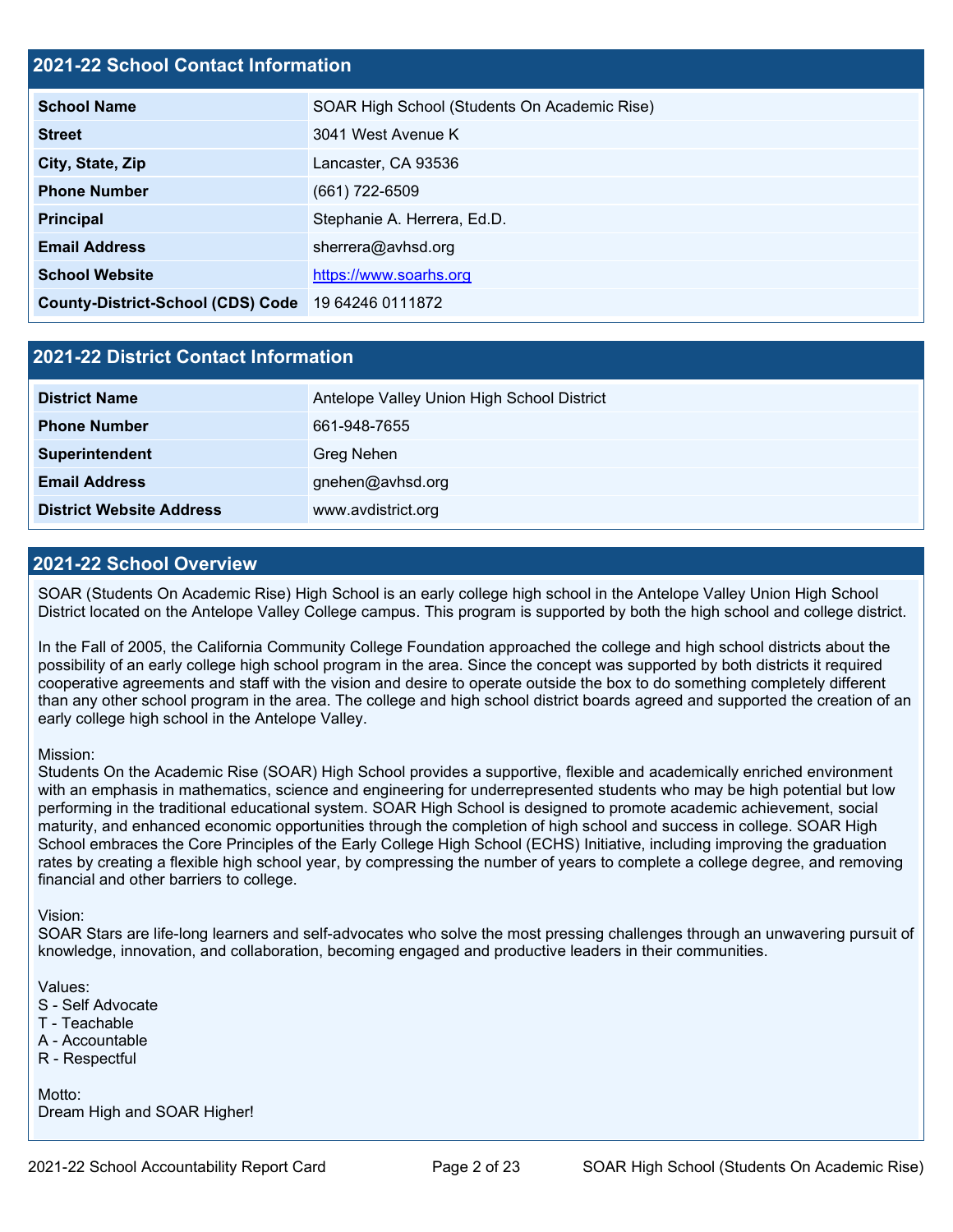## 2021-22 School Contact Information

| | |
|---|---|
| **School Name** | SOAR High School (Students On Academic Rise) |
| **Street** | 3041 West Avenue K |
| **City, State, Zip** | Lancaster, CA 93536 |
| **Phone Number** | (661) 722-6509 |
| **Principal** | Stephanie A. Herrera, Ed.D. |
| **Email Address** | sherrera@avhsd.org |
| **School Website** | https://www.soarhs.org |
| **County-District-School (CDS) Code** | 19 64246 0111872 |

## 2021-22 District Contact Information

| | |
|---|---|
| **District Name** | Antelope Valley Union High School District |
| **Phone Number** | 661-948-7655 |
| **Superintendent** | Greg Nehen |
| **Email Address** | gnehen@avhsd.org |
| **District Website Address** | www.avdistrict.org |

## 2021-22 School Overview

SOAR (Students On Academic Rise) High School is an early college high school in the Antelope Valley Union High School District located on the Antelope Valley College campus. This program is supported by both the high school and college district.

In the Fall of 2005, the California Community College Foundation approached the college and high school districts about the possibility of an early college high school program in the area. Since the concept was supported by both districts it required cooperative agreements and staff with the vision and desire to operate outside the box to do something completely different than any other school program in the area. The college and high school district boards agreed and supported the creation of an early college high school in the Antelope Valley.

Mission:
Students On the Academic Rise (SOAR) High School provides a supportive, flexible and academically enriched environment with an emphasis in mathematics, science and engineering for underrepresented students who may be high potential but low performing in the traditional educational system. SOAR High School is designed to promote academic achievement, social maturity, and enhanced economic opportunities through the completion of high school and success in college. SOAR High School embraces the Core Principles of the Early College High School (ECHS) Initiative, including improving the graduation rates by creating a flexible high school year, by compressing the number of years to complete a college degree, and removing financial and other barriers to college.

Vision:
SOAR Stars are life-long learners and self-advocates who solve the most pressing challenges through an unwavering pursuit of knowledge, innovation, and collaboration, becoming engaged and productive leaders in their communities.

Values:
S - Self Advocate
T - Teachable
A - Accountable
R - Respectful

Motto:
Dream High and SOAR Higher!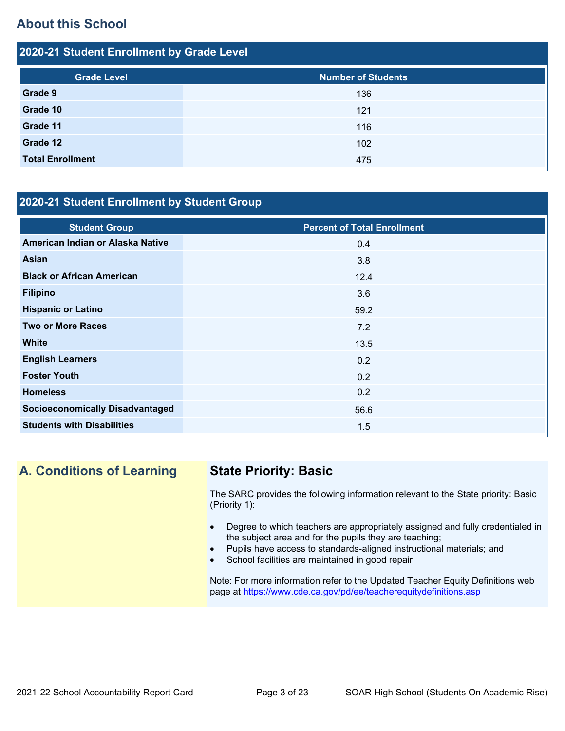## About this School

### 2020-21 Student Enrollment by Grade Level

| Grade Level | Number of Students |
|---|---|
| **Grade 9** | 136 |
| **Grade 10** | 121 |
| **Grade 11** | 116 |
| **Grade 12** | 102 |
| **Total Enrollment** | 475 |

### 2020-21 Student Enrollment by Student Group

| Student Group | Percent of Total Enrollment |
|---|---|
| **American Indian or Alaska Native** | 0.4 |
| **Asian** | 3.8 |
| **Black or African American** | 12.4 |
| **Filipino** | 3.6 |
| **Hispanic or Latino** | 59.2 |
| **Two or More Races** | 7.2 |
| **White** | 13.5 |
| **English Learners** | 0.2 |
| **Foster Youth** | 0.2 |
| **Homeless** | 0.2 |
| **Socioeconomically Disadvantaged** | 56.6 |
| **Students with Disabilities** | 1.5 |

## A. Conditions of Learning

### State Priority: Basic

The SARC provides the following information relevant to the State priority: Basic (Priority 1):

- Degree to which teachers are appropriately assigned and fully credentialed in the subject area and for the pupils they are teaching;
- Pupils have access to standards-aligned instructional materials; and
- School facilities are maintained in good repair

Note: For more information refer to the Updated Teacher Equity Definitions web page at https://www.cde.ca.gov/pd/ee/teacherequitydefinitions.asp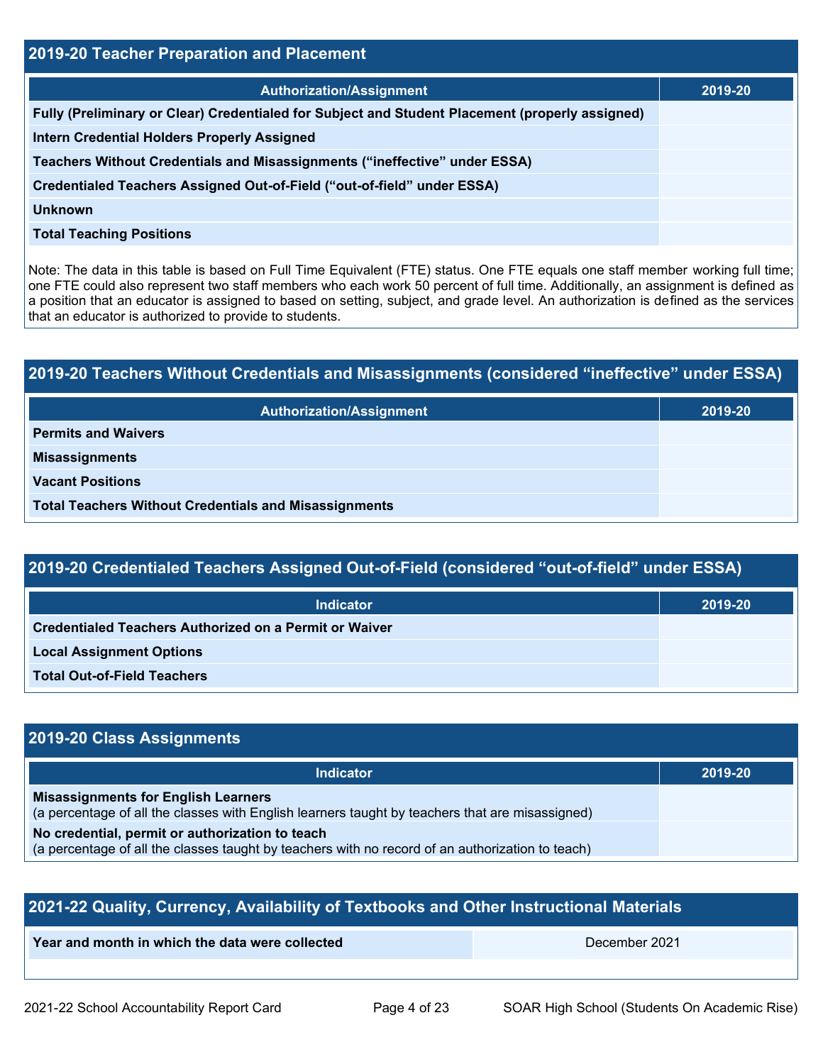## 2019-20 Teacher Preparation and Placement

| Authorization/Assignment | 2019-20 |
| --- | --- |
| Fully (Preliminary or Clear) Credentialed for Subject and Student Placement (properly assigned) | |
| Intern Credential Holders Properly Assigned | |
| Teachers Without Credentials and Misassignments (“ineffective” under ESSA) | |
| Credentialed Teachers Assigned Out-of-Field (“out-of-field” under ESSA) | |
| Unknown | |
| Total Teaching Positions | |

Note: The data in this table is based on Full Time Equivalent (FTE) status. One FTE equals one staff member working full time; one FTE could also represent two staff members who each work 50 percent of full time. Additionally, an assignment is defined as a position that an educator is assigned to based on setting, subject, and grade level. An authorization is defined as the services that an educator is authorized to provide to students.

## 2019-20 Teachers Without Credentials and Misassignments (considered “ineffective” under ESSA)

| Authorization/Assignment | 2019-20 |
| --- | --- |
| Permits and Waivers | |
| Misassignments | |
| Vacant Positions | |
| Total Teachers Without Credentials and Misassignments | |

## 2019-20 Credentialed Teachers Assigned Out-of-Field (considered “out-of-field” under ESSA)

| Indicator | 2019-20 |
| --- | --- |
| Credentialed Teachers Authorized on a Permit or Waiver | |
| Local Assignment Options | |
| Total Out-of-Field Teachers | |

## 2019-20 Class Assignments

| Indicator | 2019-20 |
| --- | --- |
| **Misassignments for English Learners** (a percentage of all the classes with English learners taught by teachers that are misassigned) | |
| **No credential, permit or authorization to teach** (a percentage of all the classes taught by teachers with no record of an authorization to teach) | |

## 2021-22 Quality, Currency, Availability of Textbooks and Other Instructional Materials

| Year and month in which the data were collected | December 2021 |
| --- | --- |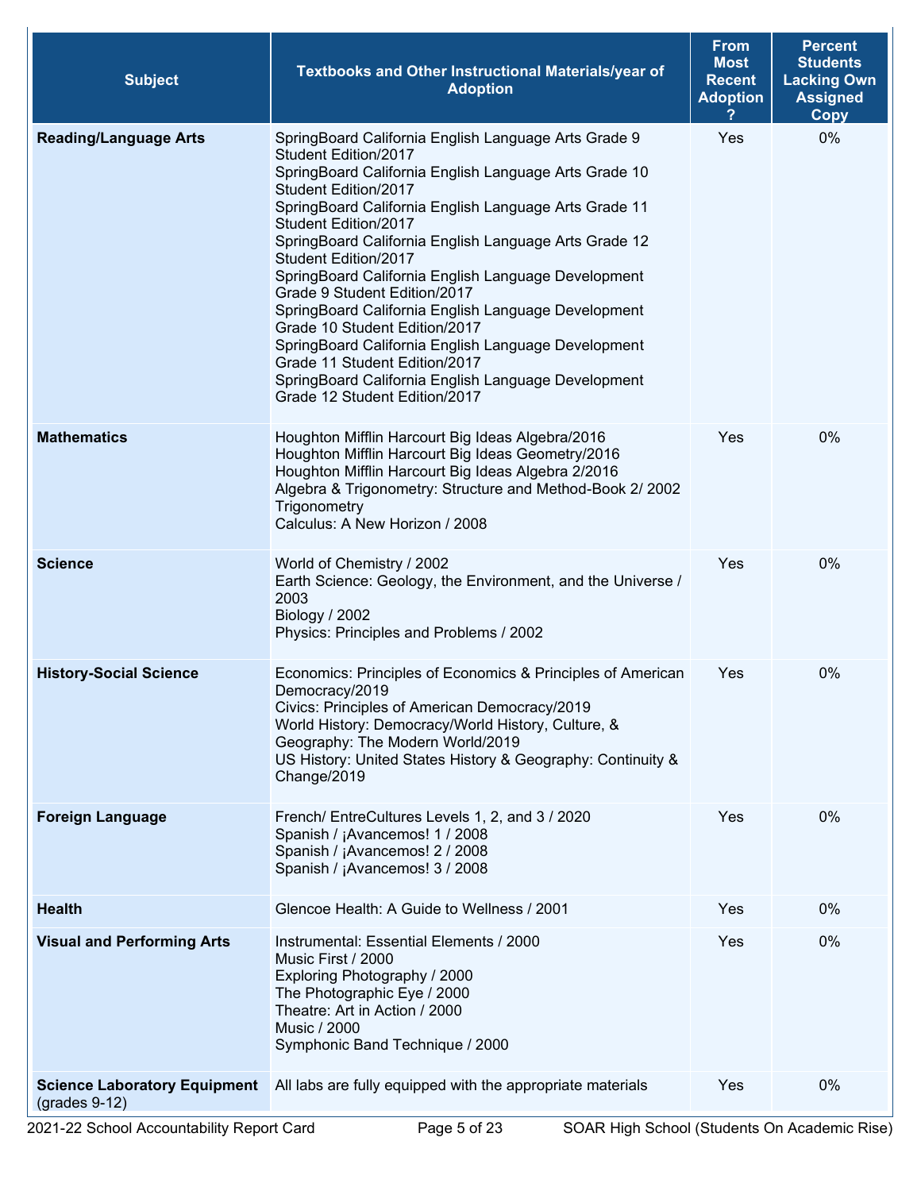| Subject | Textbooks and Other Instructional Materials/year of Adoption | From Most Recent Adoption ? | Percent Students Lacking Own Assigned Copy |
| --- | --- | --- | --- |
| **Reading/Language Arts** | SpringBoard California English Language Arts Grade 9 Student Edition/2017<br>SpringBoard California English Language Arts Grade 10 Student Edition/2017<br>SpringBoard California English Language Arts Grade 11 Student Edition/2017<br>SpringBoard California English Language Arts Grade 12 Student Edition/2017<br>SpringBoard California English Language Development Grade 9 Student Edition/2017<br>SpringBoard California English Language Development Grade 10 Student Edition/2017<br>SpringBoard California English Language Development Grade 11 Student Edition/2017<br>SpringBoard California English Language Development Grade 12 Student Edition/2017 | Yes | 0% |
| **Mathematics** | Houghton Mifflin Harcourt Big Ideas Algebra/2016<br>Houghton Mifflin Harcourt Big Ideas Geometry/2016<br>Houghton Mifflin Harcourt Big Ideas Algebra 2/2016<br>Algebra & Trigonometry: Structure and Method-Book 2/ 2002 Trigonometry<br>Calculus: A New Horizon / 2008 | Yes | 0% |
| **Science** | World of Chemistry / 2002<br>Earth Science: Geology, the Environment, and the Universe / 2003<br>Biology / 2002<br>Physics: Principles and Problems / 2002 | Yes | 0% |
| **History-Social Science** | Economics: Principles of Economics & Principles of American Democracy/2019<br>Civics: Principles of American Democracy/2019<br>World History: Democracy/World History, Culture, & Geography: The Modern World/2019<br>US History: United States History & Geography: Continuity & Change/2019 | Yes | 0% |
| **Foreign Language** | French/ EntreCultures Levels 1, 2, and 3 / 2020<br>Spanish / ¡Avancemos! 1 / 2008<br>Spanish / ¡Avancemos! 2 / 2008<br>Spanish / ¡Avancemos! 3 / 2008 | Yes | 0% |
| **Health** | Glencoe Health: A Guide to Wellness / 2001 | Yes | 0% |
| **Visual and Performing Arts** | Instrumental: Essential Elements / 2000<br>Music First / 2000<br>Exploring Photography / 2000<br>The Photographic Eye / 2000<br>Theatre: Art in Action / 2000<br>Music / 2000<br>Symphonic Band Technique / 2000 | Yes | 0% |
| **Science Laboratory Equipment** (grades 9-12) | All labs are fully equipped with the appropriate materials | Yes | 0% |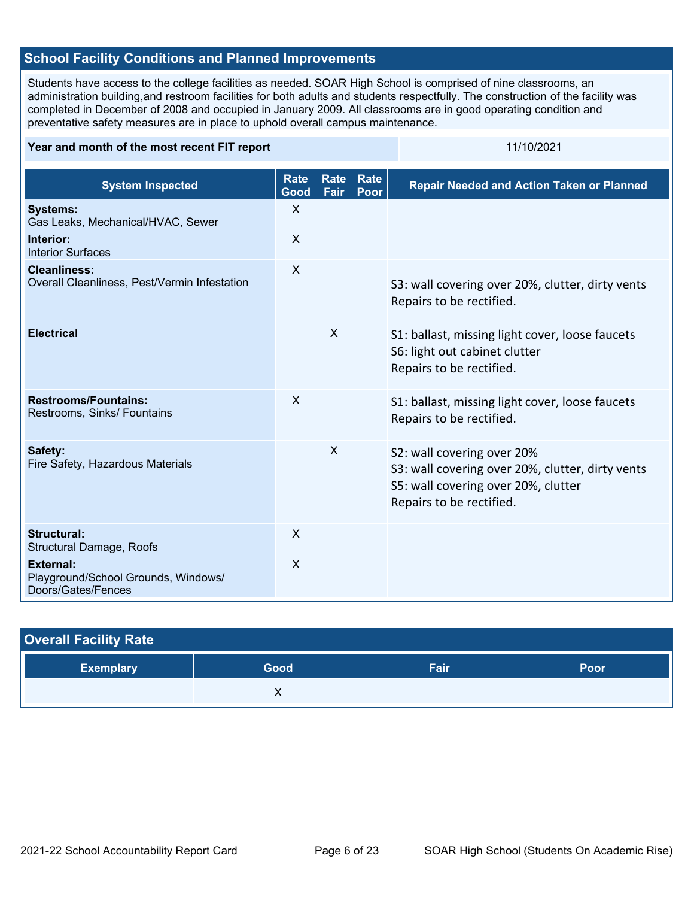## School Facility Conditions and Planned Improvements

Students have access to the college facilities as needed. SOAR High School is comprised of nine classrooms, an administration building,and restroom facilities for both adults and students respectfully. The construction of the facility was completed in December of 2008 and occupied in January 2009. All classrooms are in good operating condition and preventative safety measures are in place to uphold overall campus maintenance.

| Year and month of the most recent FIT report | 11/10/2021 |
|---|---|

| System Inspected | Rate Good | Rate Fair | Rate Poor | Repair Needed and Action Taken or Planned |
|---|---|---|---|---|
| **Systems:** Gas Leaks, Mechanical/HVAC, Sewer | X | | | |
| **Interior:** Interior Surfaces | X | | | |
| **Cleanliness:** Overall Cleanliness, Pest/Vermin Infestation | X | | | S3: wall covering over 20%, clutter, dirty vents Repairs to be rectified. |
| **Electrical** | | X | | S1: ballast, missing light cover, loose faucets S6: light out cabinet clutter Repairs to be rectified. |
| **Restrooms/Fountains:** Restrooms, Sinks/ Fountains | X | | | S1: ballast, missing light cover, loose faucets Repairs to be rectified. |
| **Safety:** Fire Safety, Hazardous Materials | | X | | S2: wall covering over 20% S3: wall covering over 20%, clutter, dirty vents S5: wall covering over 20%, clutter Repairs to be rectified. |
| **Structural:** Structural Damage, Roofs | X | | | |
| **External:** Playground/School Grounds, Windows/ Doors/Gates/Fences | X | | | |

## Overall Facility Rate

| Exemplary | Good | Fair | Poor |
|---|---|---|---|
| | X | | |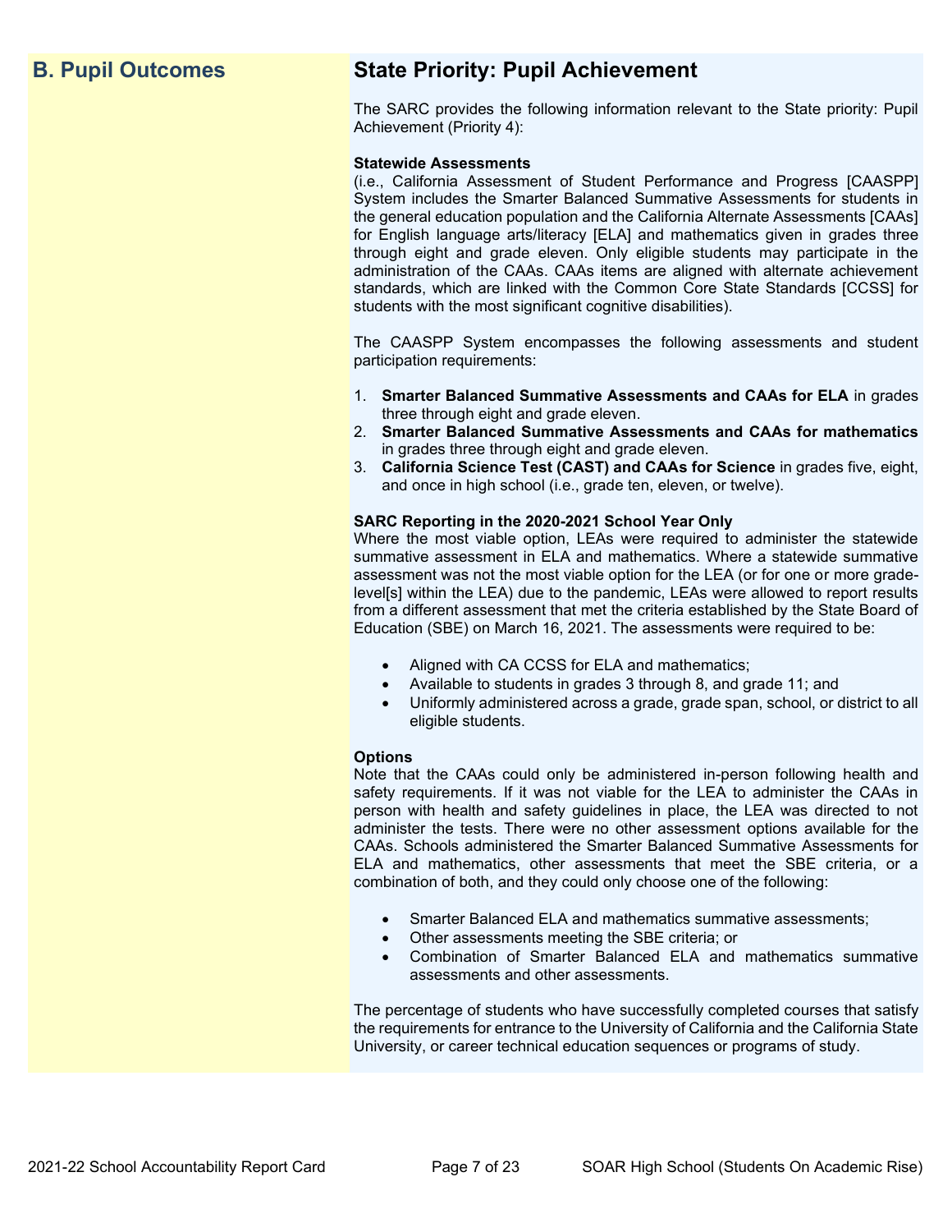## B. Pupil Outcomes

## State Priority: Pupil Achievement

The SARC provides the following information relevant to the State priority: Pupil Achievement (Priority 4):

**Statewide Assessments**
(i.e., California Assessment of Student Performance and Progress [CAASPP] System includes the Smarter Balanced Summative Assessments for students in the general education population and the California Alternate Assessments [CAAs] for English language arts/literacy [ELA] and mathematics given in grades three through eight and grade eleven. Only eligible students may participate in the administration of the CAAs. CAAs items are aligned with alternate achievement standards, which are linked with the Common Core State Standards [CCSS] for students with the most significant cognitive disabilities).

The CAASPP System encompasses the following assessments and student participation requirements:

1. **Smarter Balanced Summative Assessments and CAAs for ELA** in grades three through eight and grade eleven.
2. **Smarter Balanced Summative Assessments and CAAs for mathematics** in grades three through eight and grade eleven.
3. **California Science Test (CAST) and CAAs for Science** in grades five, eight, and once in high school (i.e., grade ten, eleven, or twelve).

**SARC Reporting in the 2020-2021 School Year Only**
Where the most viable option, LEAs were required to administer the statewide summative assessment in ELA and mathematics. Where a statewide summative assessment was not the most viable option for the LEA (or for one or more grade-level[s] within the LEA) due to the pandemic, LEAs were allowed to report results from a different assessment that met the criteria established by the State Board of Education (SBE) on March 16, 2021. The assessments were required to be:

- Aligned with CA CCSS for ELA and mathematics;
- Available to students in grades 3 through 8, and grade 11; and
- Uniformly administered across a grade, grade span, school, or district to all eligible students.

**Options**
Note that the CAAs could only be administered in-person following health and safety requirements. If it was not viable for the LEA to administer the CAAs in person with health and safety guidelines in place, the LEA was directed to not administer the tests. There were no other assessment options available for the CAAs. Schools administered the Smarter Balanced Summative Assessments for ELA and mathematics, other assessments that meet the SBE criteria, or a combination of both, and they could only choose one of the following:

- Smarter Balanced ELA and mathematics summative assessments;
- Other assessments meeting the SBE criteria; or
- Combination of Smarter Balanced ELA and mathematics summative assessments and other assessments.

The percentage of students who have successfully completed courses that satisfy the requirements for entrance to the University of California and the California State University, or career technical education sequences or programs of study.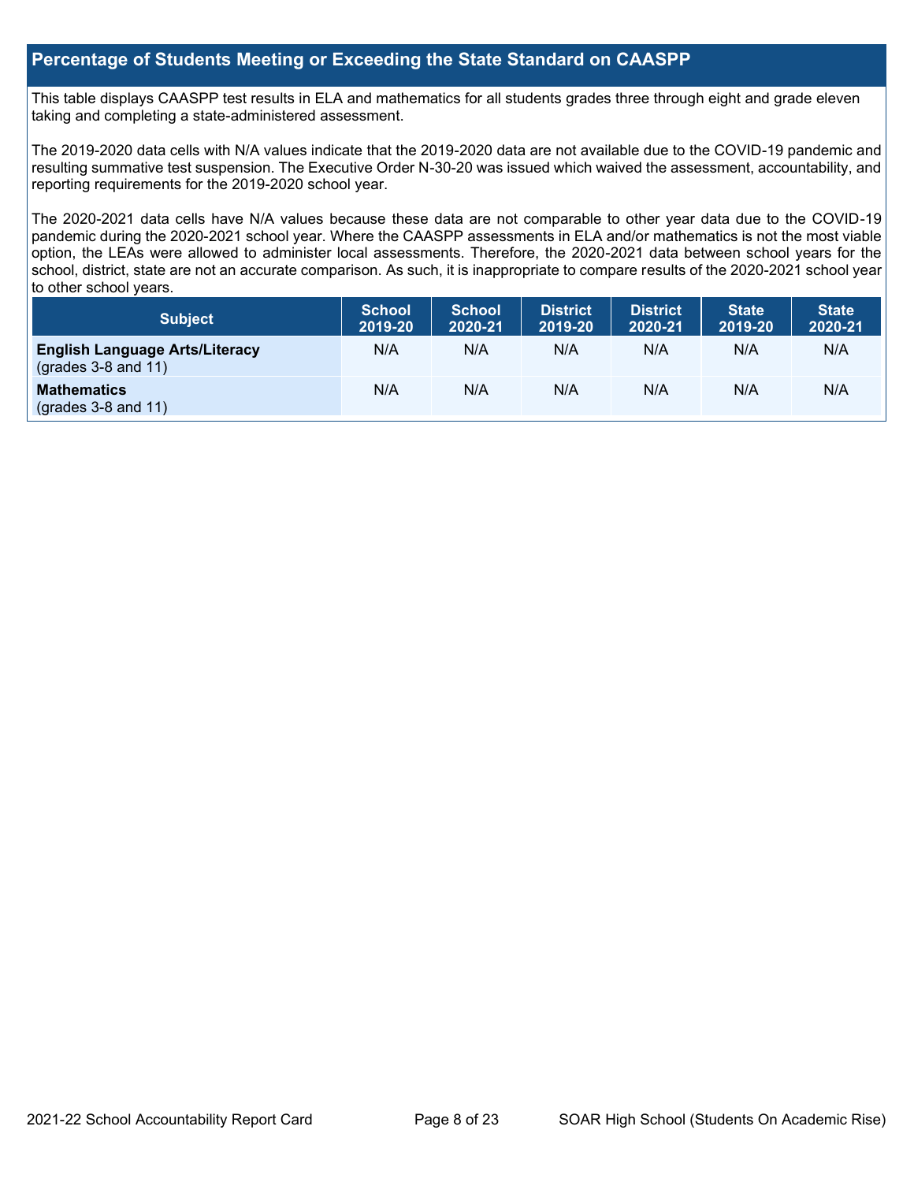## Percentage of Students Meeting or Exceeding the State Standard on CAASPP

This table displays CAASPP test results in ELA and mathematics for all students grades three through eight and grade eleven taking and completing a state-administered assessment.

The 2019-2020 data cells with N/A values indicate that the 2019-2020 data are not available due to the COVID-19 pandemic and resulting summative test suspension. The Executive Order N-30-20 was issued which waived the assessment, accountability, and reporting requirements for the 2019-2020 school year.

The 2020-2021 data cells have N/A values because these data are not comparable to other year data due to the COVID-19 pandemic during the 2020-2021 school year. Where the CAASPP assessments in ELA and/or mathematics is not the most viable option, the LEAs were allowed to administer local assessments. Therefore, the 2020-2021 data between school years for the school, district, state are not an accurate comparison. As such, it is inappropriate to compare results of the 2020-2021 school year to other school years.

| Subject | School 2019-20 | School 2020-21 | District 2019-20 | District 2020-21 | State 2019-20 | State 2020-21 |
|---|---|---|---|---|---|---|
| **English Language Arts/Literacy** (grades 3-8 and 11) | N/A | N/A | N/A | N/A | N/A | N/A |
| **Mathematics** (grades 3-8 and 11) | N/A | N/A | N/A | N/A | N/A | N/A |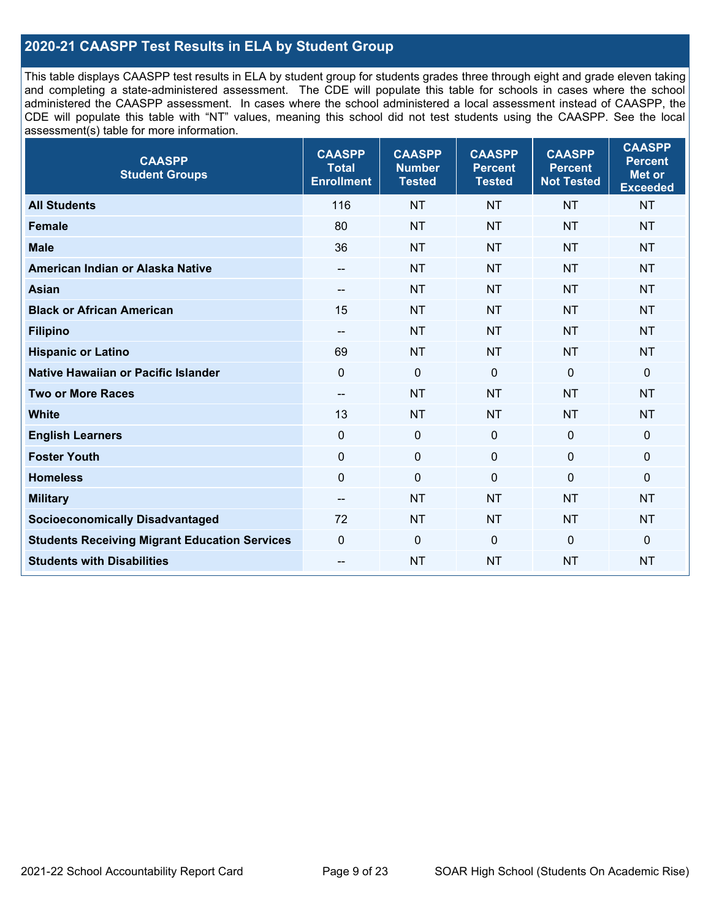## 2020-21 CAASPP Test Results in ELA by Student Group

This table displays CAASPP test results in ELA by student group for students grades three through eight and grade eleven taking and completing a state-administered assessment. The CDE will populate this table for schools in cases where the school administered the CAASPP assessment. In cases where the school administered a local assessment instead of CAASPP, the CDE will populate this table with "NT" values, meaning this school did not test students using the CAASPP. See the local assessment(s) table for more information.

| CAASPP Student Groups | CAASPP Total Enrollment | CAASPP Number Tested | CAASPP Percent Tested | CAASPP Percent Not Tested | CAASPP Percent Met or Exceeded |
|---|---|---|---|---|---|
| **All Students** | 116 | NT | NT | NT | NT |
| **Female** | 80 | NT | NT | NT | NT |
| **Male** | 36 | NT | NT | NT | NT |
| **American Indian or Alaska Native** | -- | NT | NT | NT | NT |
| **Asian** | -- | NT | NT | NT | NT |
| **Black or African American** | 15 | NT | NT | NT | NT |
| **Filipino** | -- | NT | NT | NT | NT |
| **Hispanic or Latino** | 69 | NT | NT | NT | NT |
| **Native Hawaiian or Pacific Islander** | 0 | 0 | 0 | 0 | 0 |
| **Two or More Races** | -- | NT | NT | NT | NT |
| **White** | 13 | NT | NT | NT | NT |
| **English Learners** | 0 | 0 | 0 | 0 | 0 |
| **Foster Youth** | 0 | 0 | 0 | 0 | 0 |
| **Homeless** | 0 | 0 | 0 | 0 | 0 |
| **Military** | -- | NT | NT | NT | NT |
| **Socioeconomically Disadvantaged** | 72 | NT | NT | NT | NT |
| **Students Receiving Migrant Education Services** | 0 | 0 | 0 | 0 | 0 |
| **Students with Disabilities** | -- | NT | NT | NT | NT |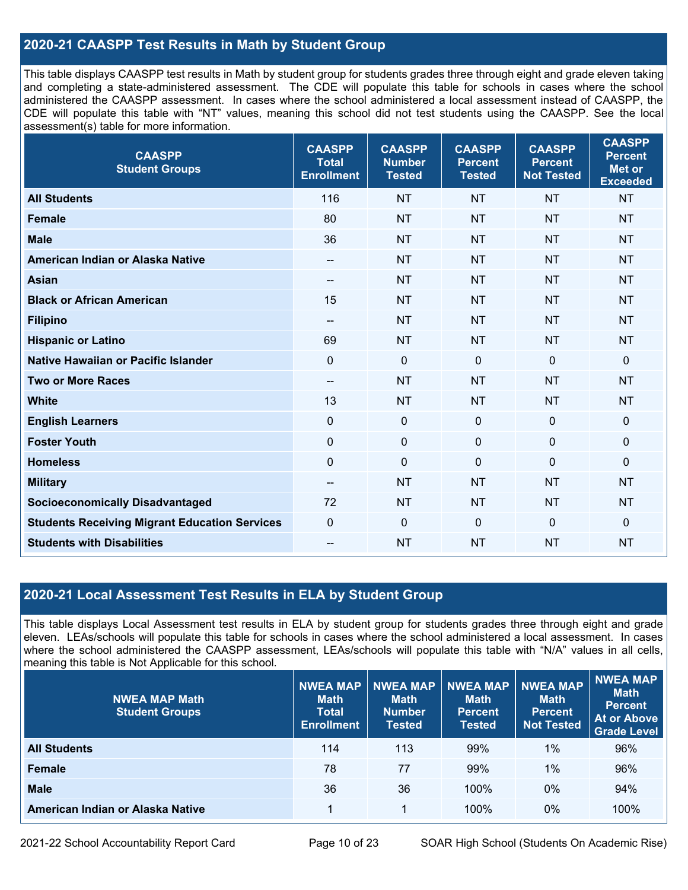## 2020-21 CAASPP Test Results in Math by Student Group

This table displays CAASPP test results in Math by student group for students grades three through eight and grade eleven taking and completing a state-administered assessment. The CDE will populate this table for schools in cases where the school administered the CAASPP assessment. In cases where the school administered a local assessment instead of CAASPP, the CDE will populate this table with "NT" values, meaning this school did not test students using the CAASPP. See the local assessment(s) table for more information.

| CAASPP Student Groups | CAASPP Total Enrollment | CAASPP Number Tested | CAASPP Percent Tested | CAASPP Percent Not Tested | CAASPP Percent Met or Exceeded |
|---|---|---|---|---|---|
| **All Students** | 116 | NT | NT | NT | NT |
| **Female** | 80 | NT | NT | NT | NT |
| **Male** | 36 | NT | NT | NT | NT |
| **American Indian or Alaska Native** | -- | NT | NT | NT | NT |
| **Asian** | -- | NT | NT | NT | NT |
| **Black or African American** | 15 | NT | NT | NT | NT |
| **Filipino** | -- | NT | NT | NT | NT |
| **Hispanic or Latino** | 69 | NT | NT | NT | NT |
| **Native Hawaiian or Pacific Islander** | 0 | 0 | 0 | 0 | 0 |
| **Two or More Races** | -- | NT | NT | NT | NT |
| **White** | 13 | NT | NT | NT | NT |
| **English Learners** | 0 | 0 | 0 | 0 | 0 |
| **Foster Youth** | 0 | 0 | 0 | 0 | 0 |
| **Homeless** | 0 | 0 | 0 | 0 | 0 |
| **Military** | -- | NT | NT | NT | NT |
| **Socioeconomically Disadvantaged** | 72 | NT | NT | NT | NT |
| **Students Receiving Migrant Education Services** | 0 | 0 | 0 | 0 | 0 |
| **Students with Disabilities** | -- | NT | NT | NT | NT |

## 2020-21 Local Assessment Test Results in ELA by Student Group

This table displays Local Assessment test results in ELA by student group for students grades three through eight and grade eleven. LEAs/schools will populate this table for schools in cases where the school administered a local assessment. In cases where the school administered the CAASPP assessment, LEAs/schools will populate this table with "N/A" values in all cells, meaning this table is Not Applicable for this school.

| NWEA MAP Math Student Groups | NWEA MAP Math Total Enrollment | NWEA MAP Math Number Tested | NWEA MAP Math Percent Tested | NWEA MAP Math Percent Not Tested | NWEA MAP Math Percent At or Above Grade Level |
|---|---|---|---|---|---|
| **All Students** | 114 | 113 | 99% | 1% | 96% |
| **Female** | 78 | 77 | 99% | 1% | 96% |
| **Male** | 36 | 36 | 100% | 0% | 94% |
| **American Indian or Alaska Native** | 1 | 1 | 100% | 0% | 100% |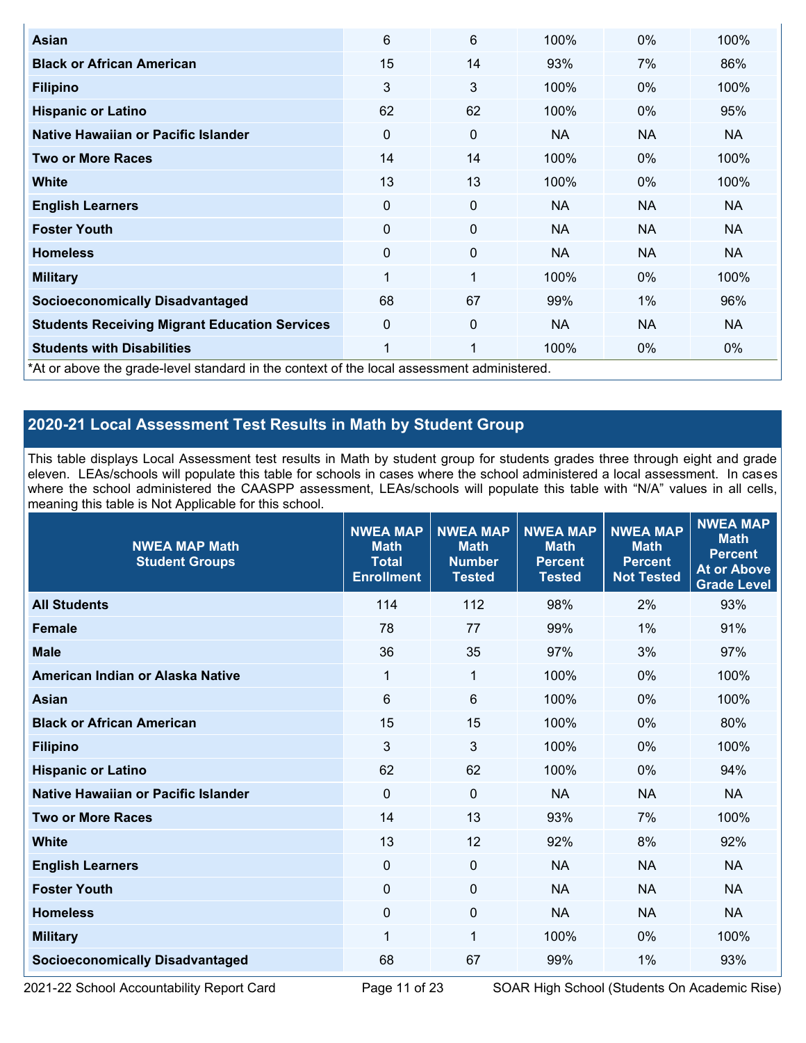| | | | | | |
|---|---|---|---|---|---|
| **Asian** | 6 | 6 | 100% | 0% | 100% |
| **Black or African American** | 15 | 14 | 93% | 7% | 86% |
| **Filipino** | 3 | 3 | 100% | 0% | 100% |
| **Hispanic or Latino** | 62 | 62 | 100% | 0% | 95% |
| **Native Hawaiian or Pacific Islander** | 0 | 0 | NA | NA | NA |
| **Two or More Races** | 14 | 14 | 100% | 0% | 100% |
| **White** | 13 | 13 | 100% | 0% | 100% |
| **English Learners** | 0 | 0 | NA | NA | NA |
| **Foster Youth** | 0 | 0 | NA | NA | NA |
| **Homeless** | 0 | 0 | NA | NA | NA |
| **Military** | 1 | 1 | 100% | 0% | 100% |
| **Socioeconomically Disadvantaged** | 68 | 67 | 99% | 1% | 96% |
| **Students Receiving Migrant Education Services** | 0 | 0 | NA | NA | NA |
| **Students with Disabilities** | 1 | 1 | 100% | 0% | 0% |

*At or above the grade-level standard in the context of the local assessment administered.

## 2020-21 Local Assessment Test Results in Math by Student Group

This table displays Local Assessment test results in Math by student group for students grades three through eight and grade eleven. LEAs/schools will populate this table for schools in cases where the school administered a local assessment. In cases where the school administered the CAASPP assessment, LEAs/schools will populate this table with "N/A" values in all cells, meaning this table is Not Applicable for this school.

| NWEA MAP Math Student Groups | NWEA MAP Math Total Enrollment | NWEA MAP Math Number Tested | NWEA MAP Math Percent Tested | NWEA MAP Math Percent Not Tested | NWEA MAP Math Percent At or Above Grade Level |
|---|---|---|---|---|---|
| **All Students** | 114 | 112 | 98% | 2% | 93% |
| **Female** | 78 | 77 | 99% | 1% | 91% |
| **Male** | 36 | 35 | 97% | 3% | 97% |
| **American Indian or Alaska Native** | 1 | 1 | 100% | 0% | 100% |
| **Asian** | 6 | 6 | 100% | 0% | 100% |
| **Black or African American** | 15 | 15 | 100% | 0% | 80% |
| **Filipino** | 3 | 3 | 100% | 0% | 100% |
| **Hispanic or Latino** | 62 | 62 | 100% | 0% | 94% |
| **Native Hawaiian or Pacific Islander** | 0 | 0 | NA | NA | NA |
| **Two or More Races** | 14 | 13 | 93% | 7% | 100% |
| **White** | 13 | 12 | 92% | 8% | 92% |
| **English Learners** | 0 | 0 | NA | NA | NA |
| **Foster Youth** | 0 | 0 | NA | NA | NA |
| **Homeless** | 0 | 0 | NA | NA | NA |
| **Military** | 1 | 1 | 100% | 0% | 100% |
| **Socioeconomically Disadvantaged** | 68 | 67 | 99% | 1% | 93% |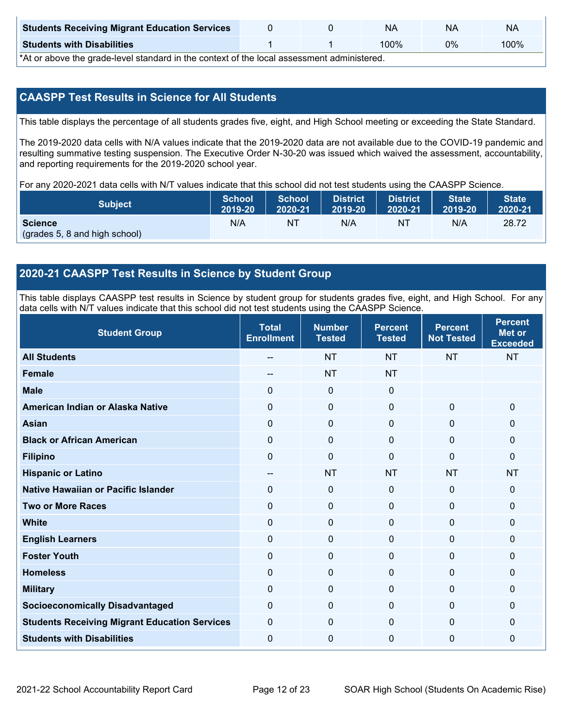| Students Receiving Migrant Education Services | 0 | 0 | NA | NA | NA |
|---|---|---|---|---|---|
| Students with Disabilities | 1 | 1 | 100% | 0% | 100% |

*At or above the grade-level standard in the context of the local assessment administered.

## CAASPP Test Results in Science for All Students

This table displays the percentage of all students grades five, eight, and High School meeting or exceeding the State Standard.

The 2019-2020 data cells with N/A values indicate that the 2019-2020 data are not available due to the COVID-19 pandemic and resulting summative testing suspension. The Executive Order N-30-20 was issued which waived the assessment, accountability, and reporting requirements for the 2019-2020 school year.

For any 2020-2021 data cells with N/T values indicate that this school did not test students using the CAASPP Science.

| Subject | School 2019-20 | School 2020-21 | District 2019-20 | District 2020-21 | State 2019-20 | State 2020-21 |
|---|---|---|---|---|---|---|
| **Science** (grades 5, 8 and high school) | N/A | NT | N/A | NT | N/A | 28.72 |

## 2020-21 CAASPP Test Results in Science by Student Group

This table displays CAASPP test results in Science by student group for students grades five, eight, and High School. For any data cells with N/T values indicate that this school did not test students using the CAASPP Science.

| Student Group | Total Enrollment | Number Tested | Percent Tested | Percent Not Tested | Percent Met or Exceeded |
|---|---|---|---|---|---|
| All Students | -- | NT | NT | NT | NT |
| Female | -- | NT | NT | | |
| Male | 0 | 0 | 0 | | |
| American Indian or Alaska Native | 0 | 0 | 0 | 0 | 0 |
| Asian | 0 | 0 | 0 | 0 | 0 |
| Black or African American | 0 | 0 | 0 | 0 | 0 |
| Filipino | 0 | 0 | 0 | 0 | 0 |
| Hispanic or Latino | -- | NT | NT | NT | NT |
| Native Hawaiian or Pacific Islander | 0 | 0 | 0 | 0 | 0 |
| Two or More Races | 0 | 0 | 0 | 0 | 0 |
| White | 0 | 0 | 0 | 0 | 0 |
| English Learners | 0 | 0 | 0 | 0 | 0 |
| Foster Youth | 0 | 0 | 0 | 0 | 0 |
| Homeless | 0 | 0 | 0 | 0 | 0 |
| Military | 0 | 0 | 0 | 0 | 0 |
| Socioeconomically Disadvantaged | 0 | 0 | 0 | 0 | 0 |
| Students Receiving Migrant Education Services | 0 | 0 | 0 | 0 | 0 |
| Students with Disabilities | 0 | 0 | 0 | 0 | 0 |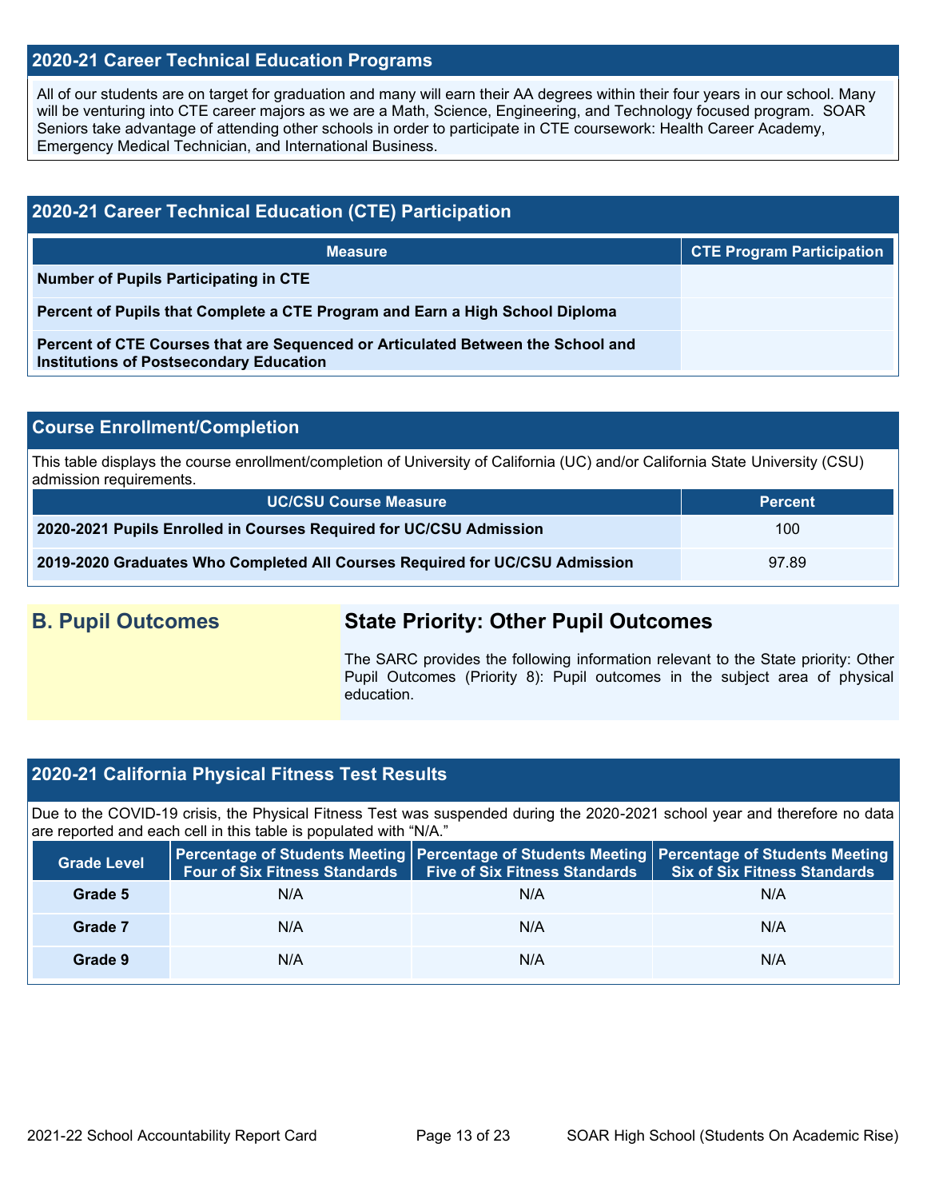## 2020-21 Career Technical Education Programs

All of our students are on target for graduation and many will earn their AA degrees within their four years in our school. Many will be venturing into CTE career majors as we are a Math, Science, Engineering, and Technology focused program. SOAR Seniors take advantage of attending other schools in order to participate in CTE coursework: Health Career Academy, Emergency Medical Technician, and International Business.

## 2020-21 Career Technical Education (CTE) Participation

| Measure | CTE Program Participation |
|---|---|
| **Number of Pupils Participating in CTE** | |
| **Percent of Pupils that Complete a CTE Program and Earn a High School Diploma** | |
| **Percent of CTE Courses that are Sequenced or Articulated Between the School and Institutions of Postsecondary Education** | |

## Course Enrollment/Completion

This table displays the course enrollment/completion of University of California (UC) and/or California State University (CSU) admission requirements.

| UC/CSU Course Measure | Percent |
|---|---|
| **2020-2021 Pupils Enrolled in Courses Required for UC/CSU Admission** | 100 |
| **2019-2020 Graduates Who Completed All Courses Required for UC/CSU Admission** | 97.89 |

## B. Pupil Outcomes

### State Priority: Other Pupil Outcomes

The SARC provides the following information relevant to the State priority: Other Pupil Outcomes (Priority 8): Pupil outcomes in the subject area of physical education.

## 2020-21 California Physical Fitness Test Results

Due to the COVID-19 crisis, the Physical Fitness Test was suspended during the 2020-2021 school year and therefore no data are reported and each cell in this table is populated with "N/A."

| Grade Level | Percentage of Students Meeting Four of Six Fitness Standards | Percentage of Students Meeting Five of Six Fitness Standards | Percentage of Students Meeting Six of Six Fitness Standards |
|---|---|---|---|
| **Grade 5** | N/A | N/A | N/A |
| **Grade 7** | N/A | N/A | N/A |
| **Grade 9** | N/A | N/A | N/A |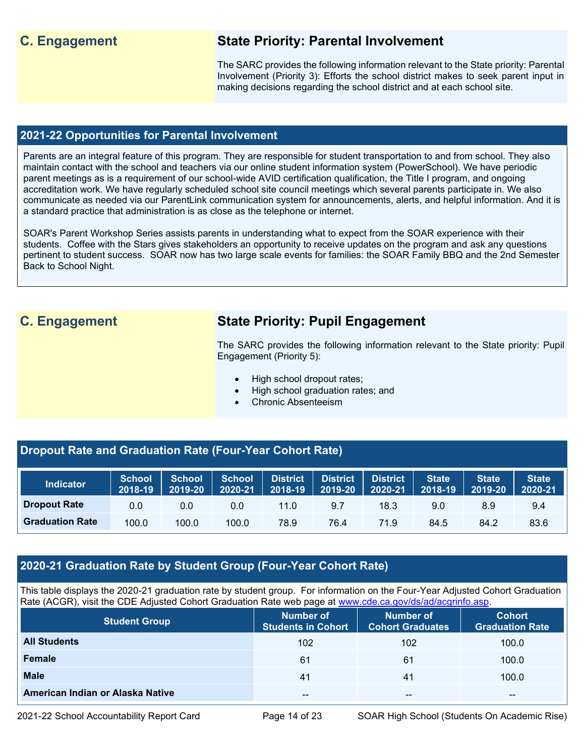## C. Engagement

### State Priority: Parental Involvement

The SARC provides the following information relevant to the State priority: Parental Involvement (Priority 3): Efforts the school district makes to seek parent input in making decisions regarding the school district and at each school site.

### 2021-22 Opportunities for Parental Involvement

Parents are an integral feature of this program. They are responsible for student transportation to and from school. They also maintain contact with the school and teachers via our online student information system (PowerSchool). We have periodic parent meetings as is a requirement of our school-wide AVID certification qualification, the Title I program, and ongoing accreditation work. We have regularly scheduled school site council meetings which several parents participate in. We also communicate as needed via our ParentLink communication system for announcements, alerts, and helpful information. And it is a standard practice that administration is as close as the telephone or internet.

SOAR's Parent Workshop Series assists parents in understanding what to expect from the SOAR experience with their students. Coffee with the Stars gives stakeholders an opportunity to receive updates on the program and ask any questions pertinent to student success. SOAR now has two large scale events for families: the SOAR Family BBQ and the 2nd Semester Back to School Night.

## C. Engagement

### State Priority: Pupil Engagement

The SARC provides the following information relevant to the State priority: Pupil Engagement (Priority 5):

- High school dropout rates;
- High school graduation rates; and
- Chronic Absenteeism

### Dropout Rate and Graduation Rate (Four-Year Cohort Rate)

| Indicator | School 2018-19 | School 2019-20 | School 2020-21 | District 2018-19 | District 2019-20 | District 2020-21 | State 2018-19 | State 2019-20 | State 2020-21 |
|---|---|---|---|---|---|---|---|---|---|
| Dropout Rate | 0.0 | 0.0 | 0.0 | 11.0 | 9.7 | 18.3 | 9.0 | 8.9 | 9.4 |
| Graduation Rate | 100.0 | 100.0 | 100.0 | 78.9 | 76.4 | 71.9 | 84.5 | 84.2 | 83.6 |

### 2020-21 Graduation Rate by Student Group (Four-Year Cohort Rate)

This table displays the 2020-21 graduation rate by student group. For information on the Four-Year Adjusted Cohort Graduation Rate (ACGR), visit the CDE Adjusted Cohort Graduation Rate web page at www.cde.ca.gov/ds/ad/acgrinfo.asp.

| Student Group | Number of Students in Cohort | Number of Cohort Graduates | Cohort Graduation Rate |
|---|---|---|---|
| All Students | 102 | 102 | 100.0 |
| Female | 61 | 61 | 100.0 |
| Male | 41 | 41 | 100.0 |
| American Indian or Alaska Native | -- | -- | -- |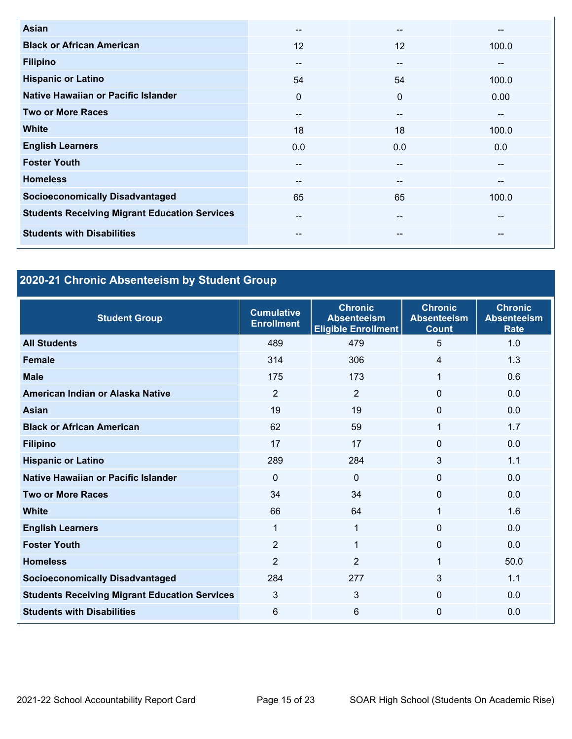| | | | |
|---|---|---|---|
| **Asian** | -- | -- | -- |
| **Black or African American** | 12 | 12 | 100.0 |
| **Filipino** | -- | -- | -- |
| **Hispanic or Latino** | 54 | 54 | 100.0 |
| **Native Hawaiian or Pacific Islander** | 0 | 0 | 0.00 |
| **Two or More Races** | -- | -- | -- |
| **White** | 18 | 18 | 100.0 |
| **English Learners** | 0.0 | 0.0 | 0.0 |
| **Foster Youth** | -- | -- | -- |
| **Homeless** | -- | -- | -- |
| **Socioeconomically Disadvantaged** | 65 | 65 | 100.0 |
| **Students Receiving Migrant Education Services** | -- | -- | -- |
| **Students with Disabilities** | -- | -- | -- |

## 2020-21 Chronic Absenteeism by Student Group

| Student Group | Cumulative Enrollment | Chronic Absenteeism Eligible Enrollment | Chronic Absenteeism Count | Chronic Absenteeism Rate |
|---|---|---|---|---|
| **All Students** | 489 | 479 | 5 | 1.0 |
| **Female** | 314 | 306 | 4 | 1.3 |
| **Male** | 175 | 173 | 1 | 0.6 |
| **American Indian or Alaska Native** | 2 | 2 | 0 | 0.0 |
| **Asian** | 19 | 19 | 0 | 0.0 |
| **Black or African American** | 62 | 59 | 1 | 1.7 |
| **Filipino** | 17 | 17 | 0 | 0.0 |
| **Hispanic or Latino** | 289 | 284 | 3 | 1.1 |
| **Native Hawaiian or Pacific Islander** | 0 | 0 | 0 | 0.0 |
| **Two or More Races** | 34 | 34 | 0 | 0.0 |
| **White** | 66 | 64 | 1 | 1.6 |
| **English Learners** | 1 | 1 | 0 | 0.0 |
| **Foster Youth** | 2 | 1 | 0 | 0.0 |
| **Homeless** | 2 | 2 | 1 | 50.0 |
| **Socioeconomically Disadvantaged** | 284 | 277 | 3 | 1.1 |
| **Students Receiving Migrant Education Services** | 3 | 3 | 0 | 0.0 |
| **Students with Disabilities** | 6 | 6 | 0 | 0.0 |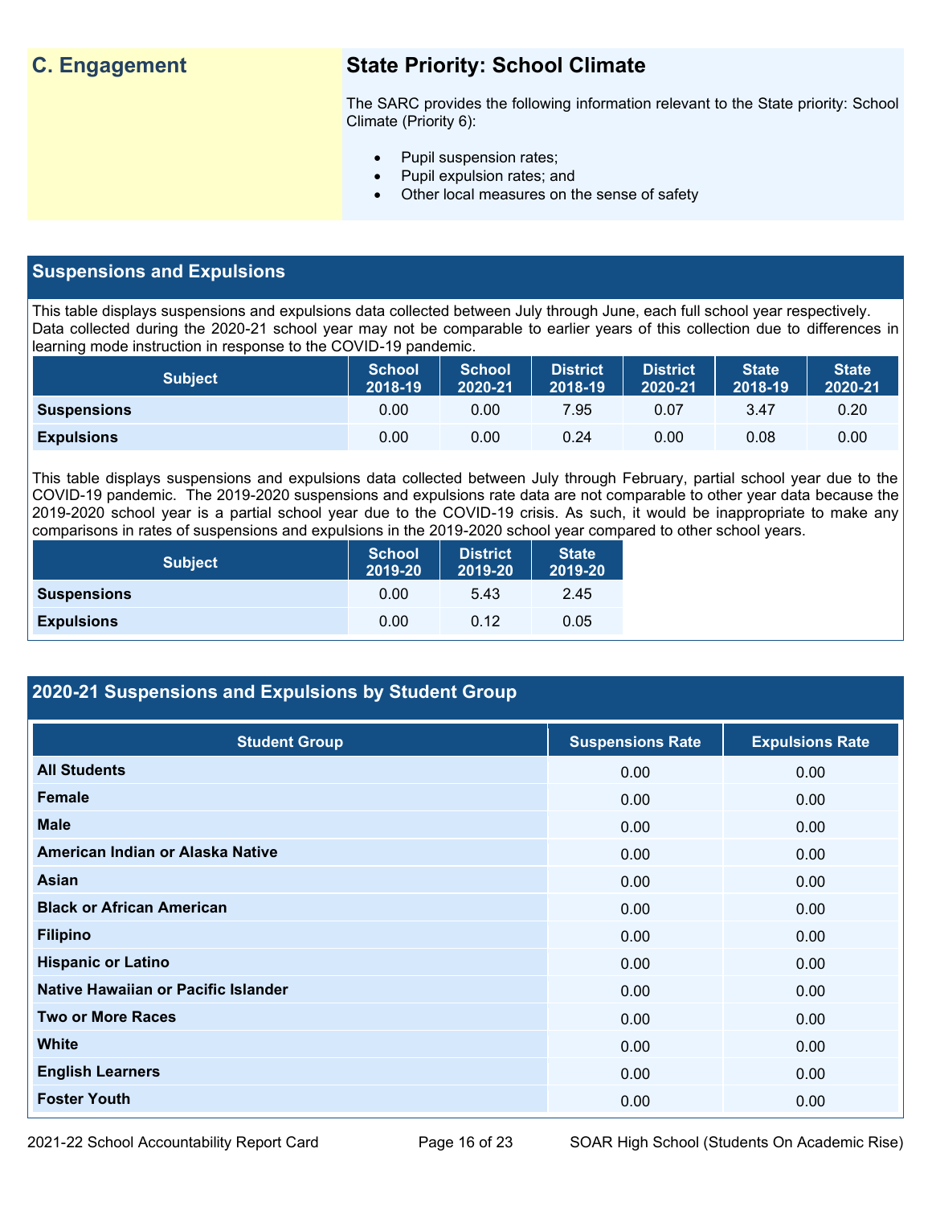## C. Engagement

### State Priority: School Climate

The SARC provides the following information relevant to the State priority: School Climate (Priority 6):

- Pupil suspension rates;
- Pupil expulsion rates; and
- Other local measures on the sense of safety

## Suspensions and Expulsions

This table displays suspensions and expulsions data collected between July through June, each full school year respectively. Data collected during the 2020-21 school year may not be comparable to earlier years of this collection due to differences in learning mode instruction in response to the COVID-19 pandemic.

| Subject | School 2018-19 | School 2020-21 | District 2018-19 | District 2020-21 | State 2018-19 | State 2020-21 |
|---|---|---|---|---|---|---|
| Suspensions | 0.00 | 0.00 | 7.95 | 0.07 | 3.47 | 0.20 |
| Expulsions | 0.00 | 0.00 | 0.24 | 0.00 | 0.08 | 0.00 |

This table displays suspensions and expulsions data collected between July through February, partial school year due to the COVID-19 pandemic. The 2019-2020 suspensions and expulsions rate data are not comparable to other year data because the 2019-2020 school year is a partial school year due to the COVID-19 crisis. As such, it would be inappropriate to make any comparisons in rates of suspensions and expulsions in the 2019-2020 school year compared to other school years.

| Subject | School 2019-20 | District 2019-20 | State 2019-20 |
|---|---|---|---|
| Suspensions | 0.00 | 5.43 | 2.45 |
| Expulsions | 0.00 | 0.12 | 0.05 |

## 2020-21 Suspensions and Expulsions by Student Group

| Student Group | Suspensions Rate | Expulsions Rate |
|---|---|---|
| All Students | 0.00 | 0.00 |
| Female | 0.00 | 0.00 |
| Male | 0.00 | 0.00 |
| American Indian or Alaska Native | 0.00 | 0.00 |
| Asian | 0.00 | 0.00 |
| Black or African American | 0.00 | 0.00 |
| Filipino | 0.00 | 0.00 |
| Hispanic or Latino | 0.00 | 0.00 |
| Native Hawaiian or Pacific Islander | 0.00 | 0.00 |
| Two or More Races | 0.00 | 0.00 |
| White | 0.00 | 0.00 |
| English Learners | 0.00 | 0.00 |
| Foster Youth | 0.00 | 0.00 |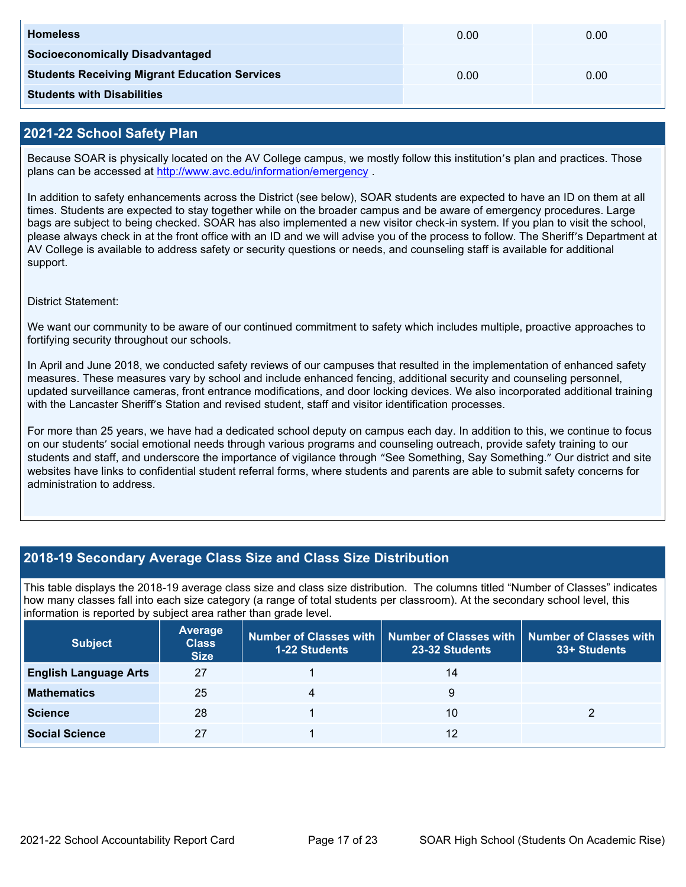| | | |
|---|---|---|
| **Homeless** | 0.00 | 0.00 |
| **Socioeconomically Disadvantaged** | | |
| **Students Receiving Migrant Education Services** | 0.00 | 0.00 |
| **Students with Disabilities** | | |

## 2021-22 School Safety Plan

Because SOAR is physically located on the AV College campus, we mostly follow this institution's plan and practices. Those plans can be accessed at http://www.avc.edu/information/emergency .

In addition to safety enhancements across the District (see below), SOAR students are expected to have an ID on them at all times. Students are expected to stay together while on the broader campus and be aware of emergency procedures. Large bags are subject to being checked. SOAR has also implemented a new visitor check-in system. If you plan to visit the school, please always check in at the front office with an ID and we will advise you of the process to follow. The Sheriff's Department at AV College is available to address safety or security questions or needs, and counseling staff is available for additional support.

District Statement:

We want our community to be aware of our continued commitment to safety which includes multiple, proactive approaches to fortifying security throughout our schools.

In April and June 2018, we conducted safety reviews of our campuses that resulted in the implementation of enhanced safety measures. These measures vary by school and include enhanced fencing, additional security and counseling personnel, updated surveillance cameras, front entrance modifications, and door locking devices. We also incorporated additional training with the Lancaster Sheriff's Station and revised student, staff and visitor identification processes.

For more than 25 years, we have had a dedicated school deputy on campus each day. In addition to this, we continue to focus on our students' social emotional needs through various programs and counseling outreach, provide safety training to our students and staff, and underscore the importance of vigilance through "See Something, Say Something." Our district and site websites have links to confidential student referral forms, where students and parents are able to submit safety concerns for administration to address.

## 2018-19 Secondary Average Class Size and Class Size Distribution

This table displays the 2018-19 average class size and class size distribution. The columns titled "Number of Classes" indicates how many classes fall into each size category (a range of total students per classroom). At the secondary school level, this information is reported by subject area rather than grade level.

| Subject | Average Class Size | Number of Classes with 1-22 Students | Number of Classes with 23-32 Students | Number of Classes with 33+ Students |
|---|---|---|---|---|
| **English Language Arts** | 27 | 1 | 14 | |
| **Mathematics** | 25 | 4 | 9 | |
| **Science** | 28 | 1 | 10 | 2 |
| **Social Science** | 27 | 1 | 12 | |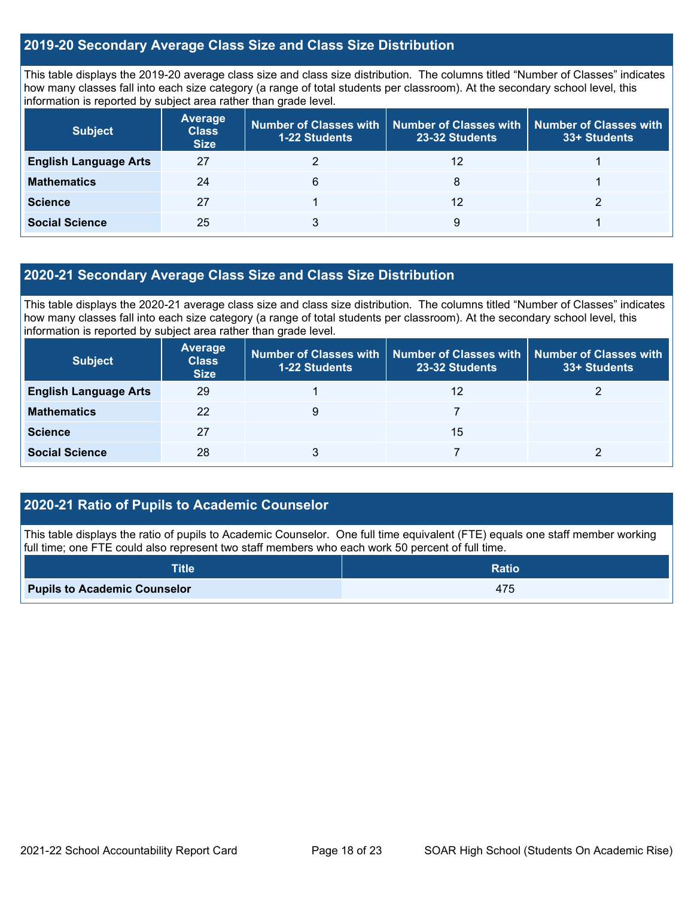## 2019-20 Secondary Average Class Size and Class Size Distribution

This table displays the 2019-20 average class size and class size distribution. The columns titled "Number of Classes" indicates how many classes fall into each size category (a range of total students per classroom). At the secondary school level, this information is reported by subject area rather than grade level.

| Subject | Average Class Size | Number of Classes with 1-22 Students | Number of Classes with 23-32 Students | Number of Classes with 33+ Students |
|---|---|---|---|---|
| **English Language Arts** | 27 | 2 | 12 | 1 |
| **Mathematics** | 24 | 6 | 8 | 1 |
| **Science** | 27 | 1 | 12 | 2 |
| **Social Science** | 25 | 3 | 9 | 1 |

## 2020-21 Secondary Average Class Size and Class Size Distribution

This table displays the 2020-21 average class size and class size distribution. The columns titled "Number of Classes" indicates how many classes fall into each size category (a range of total students per classroom). At the secondary school level, this information is reported by subject area rather than grade level.

| Subject | Average Class Size | Number of Classes with 1-22 Students | Number of Classes with 23-32 Students | Number of Classes with 33+ Students |
|---|---|---|---|---|
| **English Language Arts** | 29 | 1 | 12 | 2 |
| **Mathematics** | 22 | 9 | 7 | |
| **Science** | 27 | | 15 | |
| **Social Science** | 28 | 3 | 7 | 2 |

## 2020-21 Ratio of Pupils to Academic Counselor

This table displays the ratio of pupils to Academic Counselor. One full time equivalent (FTE) equals one staff member working full time; one FTE could also represent two staff members who each work 50 percent of full time.

| Title | Ratio |
|---|---|
| **Pupils to Academic Counselor** | 475 |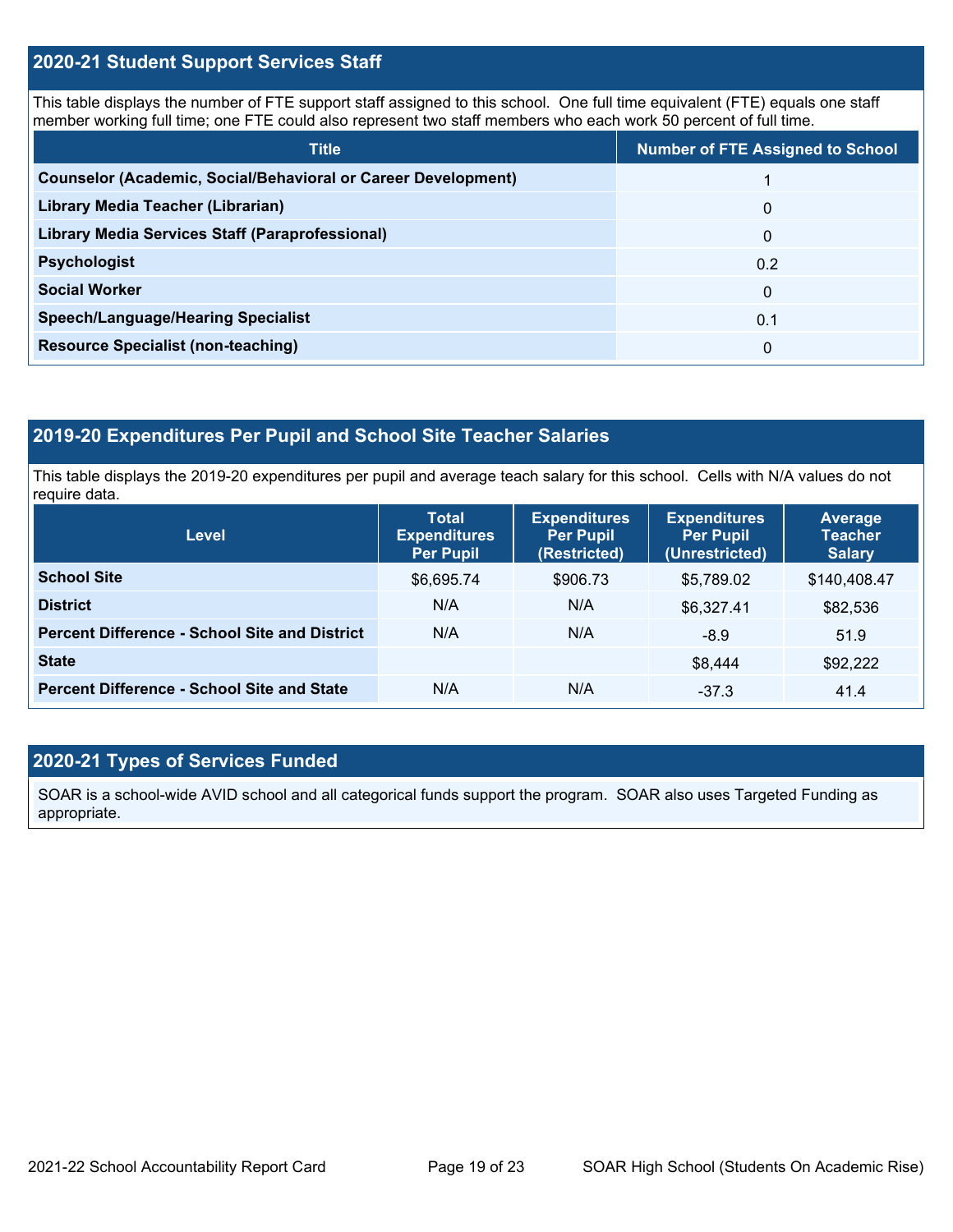## 2020-21 Student Support Services Staff

This table displays the number of FTE support staff assigned to this school. One full time equivalent (FTE) equals one staff member working full time; one FTE could also represent two staff members who each work 50 percent of full time.

| Title | Number of FTE Assigned to School |
|---|---|
| **Counselor (Academic, Social/Behavioral or Career Development)** | 1 |
| **Library Media Teacher (Librarian)** | 0 |
| **Library Media Services Staff (Paraprofessional)** | 0 |
| **Psychologist** | 0.2 |
| **Social Worker** | 0 |
| **Speech/Language/Hearing Specialist** | 0.1 |
| **Resource Specialist (non-teaching)** | 0 |

## 2019-20 Expenditures Per Pupil and School Site Teacher Salaries

This table displays the 2019-20 expenditures per pupil and average teach salary for this school. Cells with N/A values do not require data.

| Level | Total Expenditures Per Pupil | Expenditures Per Pupil (Restricted) | Expenditures Per Pupil (Unrestricted) | Average Teacher Salary |
|---|---|---|---|---|
| **School Site** | $6,695.74 | $906.73 | $5,789.02 | $140,408.47 |
| **District** | N/A | N/A | $6,327.41 | $82,536 |
| **Percent Difference - School Site and District** | N/A | N/A | -8.9 | 51.9 |
| **State** | | | $8,444 | $92,222 |
| **Percent Difference - School Site and State** | N/A | N/A | -37.3 | 41.4 |

## 2020-21 Types of Services Funded

SOAR is a school-wide AVID school and all categorical funds support the program. SOAR also uses Targeted Funding as appropriate.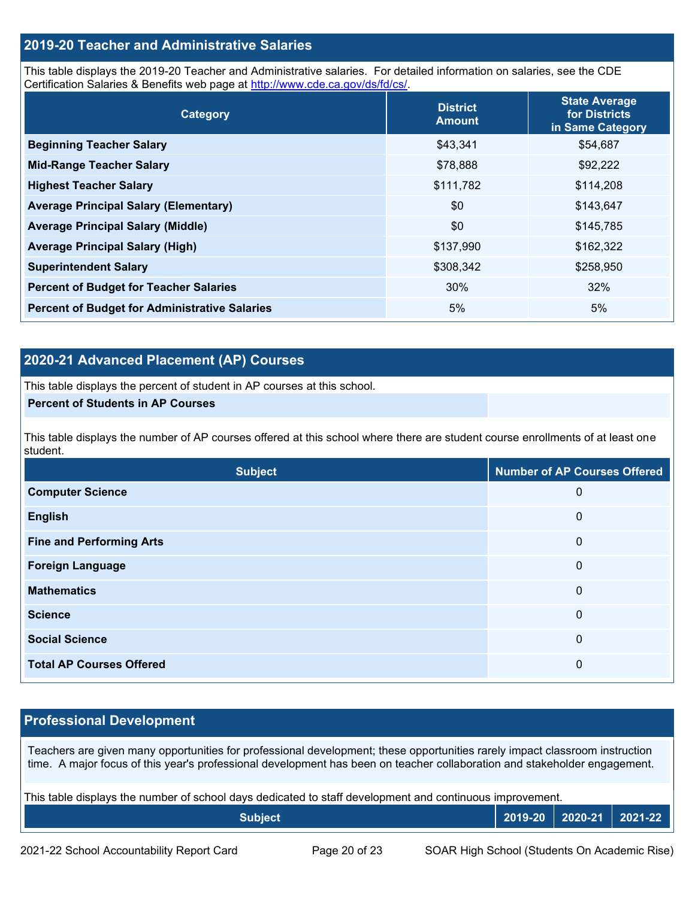## 2019-20 Teacher and Administrative Salaries

This table displays the 2019-20 Teacher and Administrative salaries. For detailed information on salaries, see the CDE Certification Salaries & Benefits web page at http://www.cde.ca.gov/ds/fd/cs/.

| Category | District Amount | State Average for Districts in Same Category |
|---|---|---|
| Beginning Teacher Salary | $43,341 | $54,687 |
| Mid-Range Teacher Salary | $78,888 | $92,222 |
| Highest Teacher Salary | $111,782 | $114,208 |
| Average Principal Salary (Elementary) | $0 | $143,647 |
| Average Principal Salary (Middle) | $0 | $145,785 |
| Average Principal Salary (High) | $137,990 | $162,322 |
| Superintendent Salary | $308,342 | $258,950 |
| Percent of Budget for Teacher Salaries | 30% | 32% |
| Percent of Budget for Administrative Salaries | 5% | 5% |

## 2020-21 Advanced Placement (AP) Courses

This table displays the percent of student in AP courses at this school.

| Percent of Students in AP Courses | |
|---|---|

This table displays the number of AP courses offered at this school where there are student course enrollments of at least one student.

| Subject | Number of AP Courses Offered |
|---|---|
| Computer Science | 0 |
| English | 0 |
| Fine and Performing Arts | 0 |
| Foreign Language | 0 |
| Mathematics | 0 |
| Science | 0 |
| Social Science | 0 |
| Total AP Courses Offered | 0 |

## Professional Development

Teachers are given many opportunities for professional development; these opportunities rarely impact classroom instruction time. A major focus of this year's professional development has been on teacher collaboration and stakeholder engagement.

This table displays the number of school days dedicated to staff development and continuous improvement.

| Subject | 2019-20 | 2020-21 | 2021-22 |
|---|---|---|---|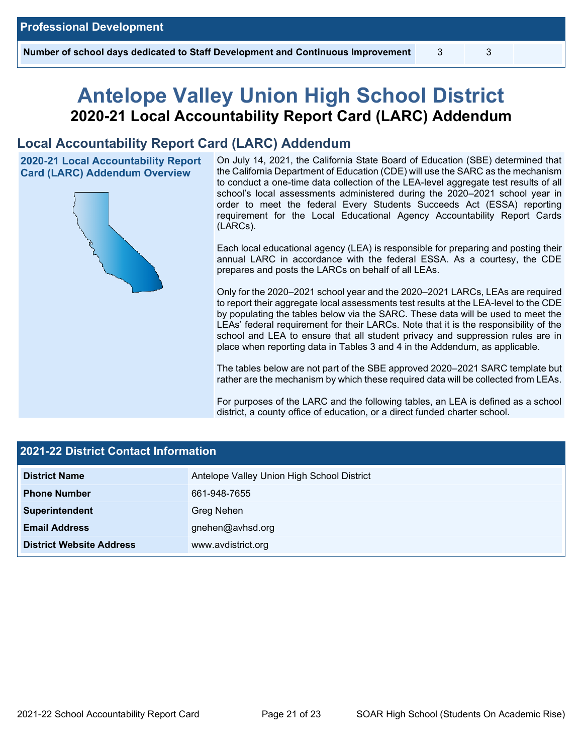| Professional Development | | | |
|---|---|---|---|
| **Number of school days dedicated to Staff Development and Continuous Improvement** | 3 | 3 | |

# Antelope Valley Union High School District

## 2020-21 Local Accountability Report Card (LARC) Addendum

## Local Accountability Report Card (LARC) Addendum

**2020-21 Local Accountability Report Card (LARC) Addendum Overview**

On July 14, 2021, the California State Board of Education (SBE) determined that the California Department of Education (CDE) will use the SARC as the mechanism to conduct a one-time data collection of the LEA-level aggregate test results of all school's local assessments administered during the 2020–2021 school year in order to meet the federal Every Students Succeeds Act (ESSA) reporting requirement for the Local Educational Agency Accountability Report Cards (LARCs).

Each local educational agency (LEA) is responsible for preparing and posting their annual LARC in accordance with the federal ESSA. As a courtesy, the CDE prepares and posts the LARCs on behalf of all LEAs.

Only for the 2020–2021 school year and the 2020–2021 LARCs, LEAs are required to report their aggregate local assessments test results at the LEA-level to the CDE by populating the tables below via the SARC. These data will be used to meet the LEAs' federal requirement for their LARCs. Note that it is the responsibility of the school and LEA to ensure that all student privacy and suppression rules are in place when reporting data in Tables 3 and 4 in the Addendum, as applicable.

The tables below are not part of the SBE approved 2020–2021 SARC template but rather are the mechanism by which these required data will be collected from LEAs.

For purposes of the LARC and the following tables, an LEA is defined as a school district, a county office of education, or a direct funded charter school.

| 2021-22 District Contact Information | |
|---|---|
| **District Name** | Antelope Valley Union High School District |
| **Phone Number** | 661-948-7655 |
| **Superintendent** | Greg Nehen |
| **Email Address** | gnehen@avhsd.org |
| **District Website Address** | www.avdistrict.org |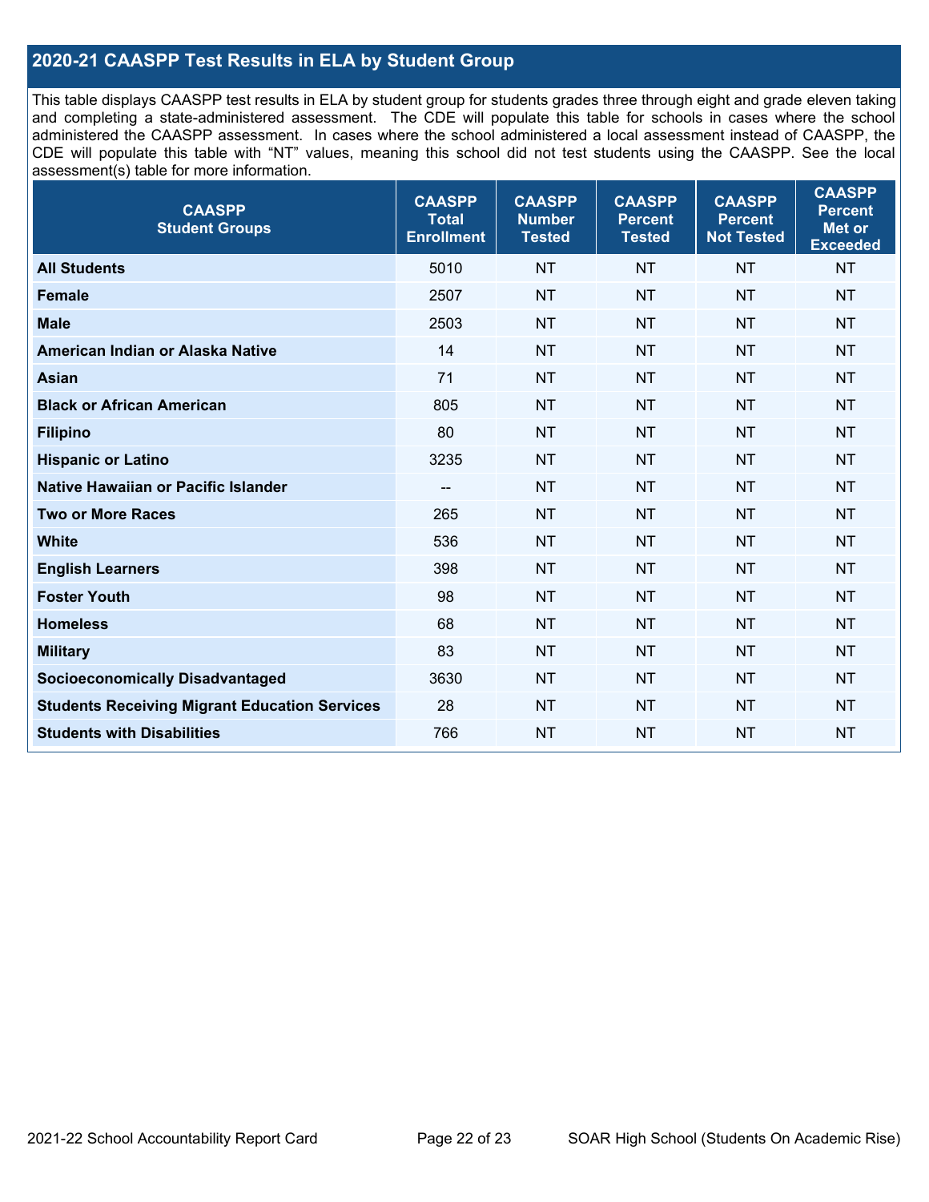## 2020-21 CAASPP Test Results in ELA by Student Group

This table displays CAASPP test results in ELA by student group for students grades three through eight and grade eleven taking and completing a state-administered assessment. The CDE will populate this table for schools in cases where the school administered the CAASPP assessment. In cases where the school administered a local assessment instead of CAASPP, the CDE will populate this table with "NT" values, meaning this school did not test students using the CAASPP. See the local assessment(s) table for more information.

| CAASPP Student Groups | CAASPP Total Enrollment | CAASPP Number Tested | CAASPP Percent Tested | CAASPP Percent Not Tested | CAASPP Percent Met or Exceeded |
|---|---|---|---|---|---|
| **All Students** | 5010 | NT | NT | NT | NT |
| **Female** | 2507 | NT | NT | NT | NT |
| **Male** | 2503 | NT | NT | NT | NT |
| **American Indian or Alaska Native** | 14 | NT | NT | NT | NT |
| **Asian** | 71 | NT | NT | NT | NT |
| **Black or African American** | 805 | NT | NT | NT | NT |
| **Filipino** | 80 | NT | NT | NT | NT |
| **Hispanic or Latino** | 3235 | NT | NT | NT | NT |
| **Native Hawaiian or Pacific Islander** | -- | NT | NT | NT | NT |
| **Two or More Races** | 265 | NT | NT | NT | NT |
| **White** | 536 | NT | NT | NT | NT |
| **English Learners** | 398 | NT | NT | NT | NT |
| **Foster Youth** | 98 | NT | NT | NT | NT |
| **Homeless** | 68 | NT | NT | NT | NT |
| **Military** | 83 | NT | NT | NT | NT |
| **Socioeconomically Disadvantaged** | 3630 | NT | NT | NT | NT |
| **Students Receiving Migrant Education Services** | 28 | NT | NT | NT | NT |
| **Students with Disabilities** | 766 | NT | NT | NT | NT |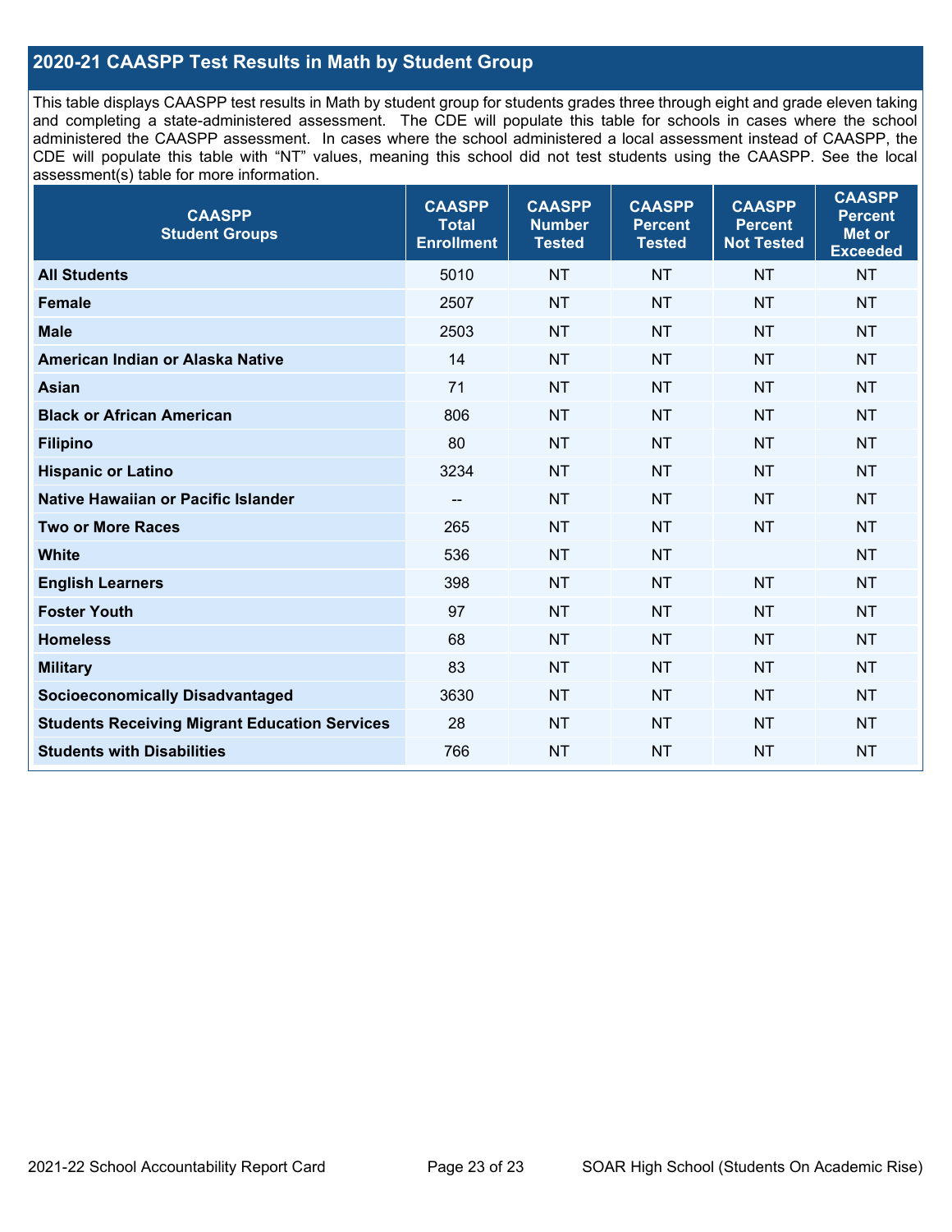## 2020-21 CAASPP Test Results in Math by Student Group

This table displays CAASPP test results in Math by student group for students grades three through eight and grade eleven taking and completing a state-administered assessment. The CDE will populate this table for schools in cases where the school administered the CAASPP assessment. In cases where the school administered a local assessment instead of CAASPP, the CDE will populate this table with "NT" values, meaning this school did not test students using the CAASPP. See the local assessment(s) table for more information.

| CAASPP Student Groups | CAASPP Total Enrollment | CAASPP Number Tested | CAASPP Percent Tested | CAASPP Percent Not Tested | CAASPP Percent Met or Exceeded |
|---|---|---|---|---|---|
| **All Students** | 5010 | NT | NT | NT | NT |
| **Female** | 2507 | NT | NT | NT | NT |
| **Male** | 2503 | NT | NT | NT | NT |
| **American Indian or Alaska Native** | 14 | NT | NT | NT | NT |
| **Asian** | 71 | NT | NT | NT | NT |
| **Black or African American** | 806 | NT | NT | NT | NT |
| **Filipino** | 80 | NT | NT | NT | NT |
| **Hispanic or Latino** | 3234 | NT | NT | NT | NT |
| **Native Hawaiian or Pacific Islander** | -- | NT | NT | NT | NT |
| **Two or More Races** | 265 | NT | NT | NT | NT |
| **White** | 536 | NT | NT | | NT |
| **English Learners** | 398 | NT | NT | NT | NT |
| **Foster Youth** | 97 | NT | NT | NT | NT |
| **Homeless** | 68 | NT | NT | NT | NT |
| **Military** | 83 | NT | NT | NT | NT |
| **Socioeconomically Disadvantaged** | 3630 | NT | NT | NT | NT |
| **Students Receiving Migrant Education Services** | 28 | NT | NT | NT | NT |
| **Students with Disabilities** | 766 | NT | NT | NT | NT |